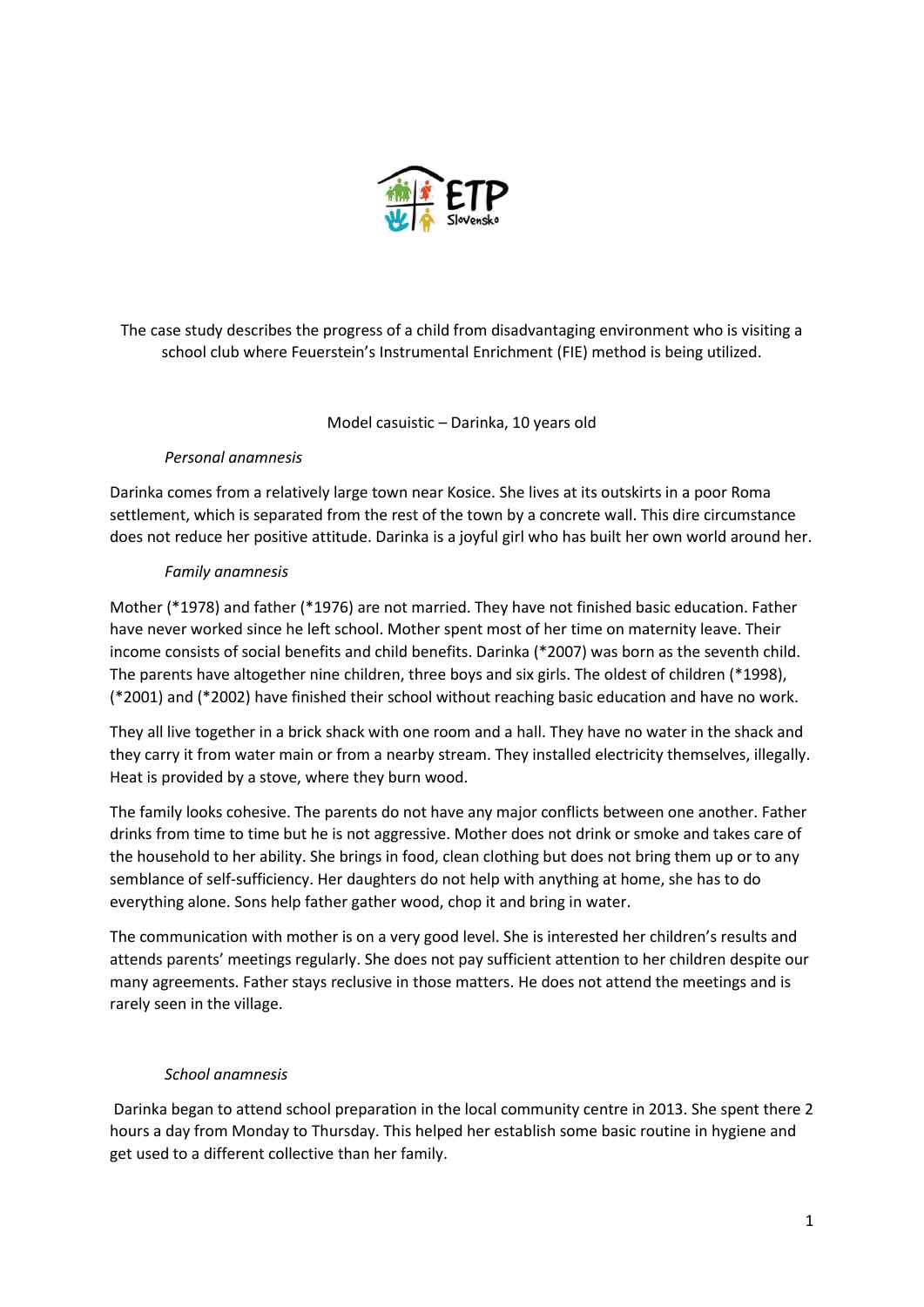The case study describes the progress of a child from disadvantaging environment who is visiting a school club where Feuerstein's Instrumental Enrichment (FIE) method is being utilized.

Model casuistic – Darinka, 10 years old

*Personal anamnesis*

Darinka comes from a relatively large town near Kosice. She lives at its outskirts in a poor Roma settlement, which is separated from the rest of the town by a concrete wall. This dire circumstance does not reduce her positive attitude. Darinka is a joyful girl who has built her own world around her.

*Family anamnesis*

Mother (*1978) and father (*1976) are not married. They have not finished basic education. Father have never worked since he left school. Mother spent most of her time on maternity leave. Their income consists of social benefits and child benefits. Darinka (*2007) was born as the seventh child. The parents have altogether nine children, three boys and six girls. The oldest of children (*1998), (*2001) and (*2002) have finished their school without reaching basic education and have no work.

They all live together in a brick shack with one room and a hall. They have no water in the shack and they carry it from water main or from a nearby stream. They installed electricity themselves, illegally. Heat is provided by a stove, where they burn wood.

The family looks cohesive. The parents do not have any major conflicts between one another. Father drinks from time to time but he is not aggressive. Mother does not drink or smoke and takes care of the household to her ability. She brings in food, clean clothing but does not bring them up or to any semblance of self-sufficiency. Her daughters do not help with anything at home, she has to do everything alone. Sons help father gather wood, chop it and bring in water.

The communication with mother is on a very good level. She is interested her children's results and attends parents' meetings regularly. She does not pay sufficient attention to her children despite our many agreements. Father stays reclusive in those matters. He does not attend the meetings and is rarely seen in the village.

*School anamnesis*

Darinka began to attend school preparation in the local community centre in 2013. She spent there 2 hours a day from Monday to Thursday. This helped her establish some basic routine in hygiene and get used to a different collective than her family.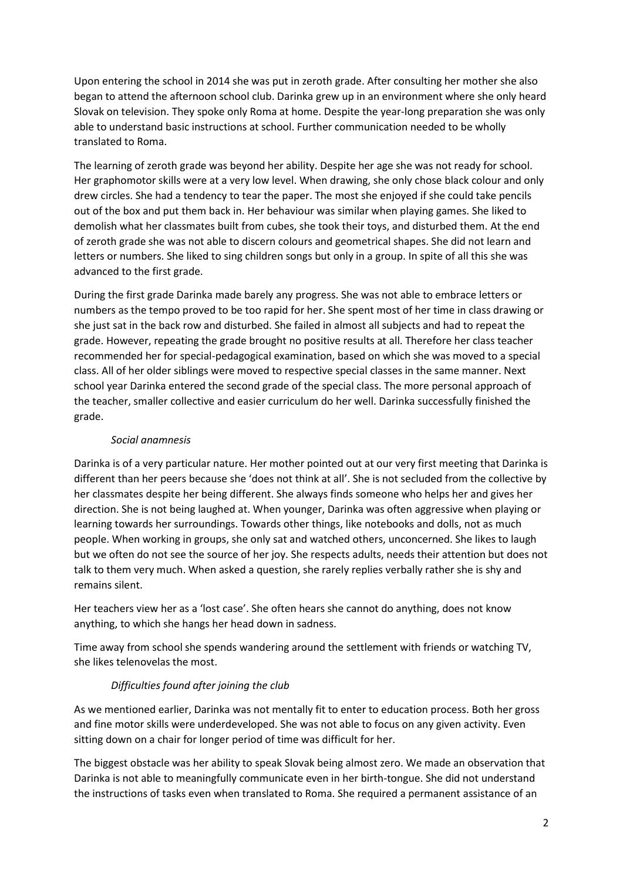Upon entering the school in 2014 she was put in zeroth grade. After consulting her mother she also began to attend the afternoon school club. Darinka grew up in an environment where she only heard Slovak on television. They spoke only Roma at home. Despite the year-long preparation she was only able to understand basic instructions at school. Further communication needed to be wholly translated to Roma.

The learning of zeroth grade was beyond her ability. Despite her age she was not ready for school. Her graphomotor skills were at a very low level. When drawing, she only chose black colour and only drew circles. She had a tendency to tear the paper. The most she enjoyed if she could take pencils out of the box and put them back in. Her behaviour was similar when playing games. She liked to demolish what her classmates built from cubes, she took their toys, and disturbed them. At the end of zeroth grade she was not able to discern colours and geometrical shapes. She did not learn and letters or numbers. She liked to sing children songs but only in a group. In spite of all this she was advanced to the first grade.

During the first grade Darinka made barely any progress. She was not able to embrace letters or numbers as the tempo proved to be too rapid for her. She spent most of her time in class drawing or she just sat in the back row and disturbed. She failed in almost all subjects and had to repeat the grade. However, repeating the grade brought no positive results at all. Therefore her class teacher recommended her for special-pedagogical examination, based on which she was moved to a special class. All of her older siblings were moved to respective special classes in the same manner. Next school year Darinka entered the second grade of the special class. The more personal approach of the teacher, smaller collective and easier curriculum do her well. Darinka successfully finished the grade.

*Social anamnesis*

Darinka is of a very particular nature. Her mother pointed out at our very first meeting that Darinka is different than her peers because she 'does not think at all'. She is not secluded from the collective by her classmates despite her being different. She always finds someone who helps her and gives her direction. She is not being laughed at. When younger, Darinka was often aggressive when playing or learning towards her surroundings. Towards other things, like notebooks and dolls, not as much people. When working in groups, she only sat and watched others, unconcerned. She likes to laugh but we often do not see the source of her joy. She respects adults, needs their attention but does not talk to them very much. When asked a question, she rarely replies verbally rather she is shy and remains silent.

Her teachers view her as a 'lost case'. She often hears she cannot do anything, does not know anything, to which she hangs her head down in sadness.

Time away from school she spends wandering around the settlement with friends or watching TV, she likes telenovelas the most.

*Difficulties found after joining the club*

As we mentioned earlier, Darinka was not mentally fit to enter to education process. Both her gross and fine motor skills were underdeveloped. She was not able to focus on any given activity. Even sitting down on a chair for longer period of time was difficult for her.

The biggest obstacle was her ability to speak Slovak being almost zero. We made an observation that Darinka is not able to meaningfully communicate even in her birth-tongue. She did not understand the instructions of tasks even when translated to Roma. She required a permanent assistance of an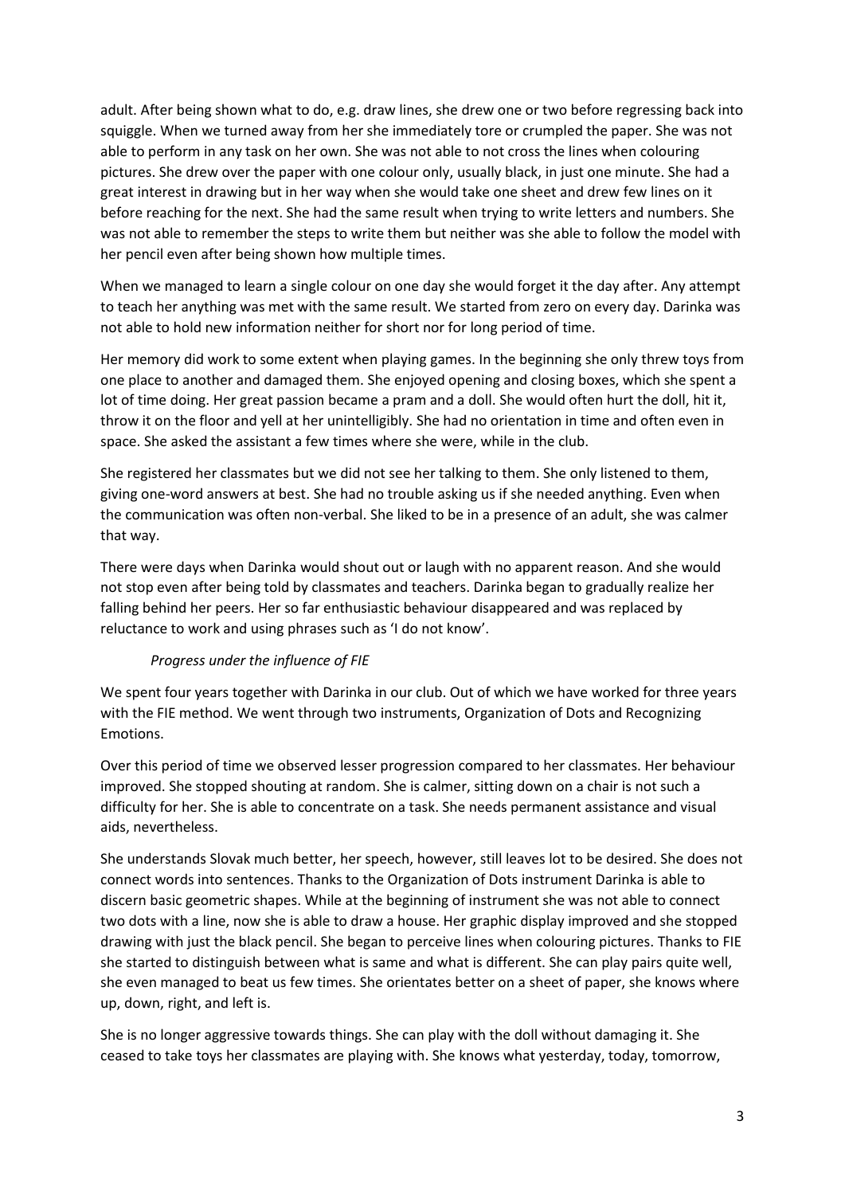adult. After being shown what to do, e.g. draw lines, she drew one or two before regressing back into squiggle. When we turned away from her she immediately tore or crumpled the paper. She was not able to perform in any task on her own. She was not able to not cross the lines when colouring pictures. She drew over the paper with one colour only, usually black, in just one minute. She had a great interest in drawing but in her way when she would take one sheet and drew few lines on it before reaching for the next. She had the same result when trying to write letters and numbers. She was not able to remember the steps to write them but neither was she able to follow the model with her pencil even after being shown how multiple times.

When we managed to learn a single colour on one day she would forget it the day after. Any attempt to teach her anything was met with the same result. We started from zero on every day. Darinka was not able to hold new information neither for short nor for long period of time.

Her memory did work to some extent when playing games. In the beginning she only threw toys from one place to another and damaged them. She enjoyed opening and closing boxes, which she spent a lot of time doing. Her great passion became a pram and a doll. She would often hurt the doll, hit it, throw it on the floor and yell at her unintelligibly. She had no orientation in time and often even in space. She asked the assistant a few times where she were, while in the club.

She registered her classmates but we did not see her talking to them. She only listened to them, giving one-word answers at best. She had no trouble asking us if she needed anything. Even when the communication was often non-verbal. She liked to be in a presence of an adult, she was calmer that way.

There were days when Darinka would shout out or laugh with no apparent reason. And she would not stop even after being told by classmates and teachers. Darinka began to gradually realize her falling behind her peers. Her so far enthusiastic behaviour disappeared and was replaced by reluctance to work and using phrases such as 'I do not know'.

*Progress under the influence of FIE*

We spent four years together with Darinka in our club. Out of which we have worked for three years with the FIE method. We went through two instruments, Organization of Dots and Recognizing Emotions.

Over this period of time we observed lesser progression compared to her classmates. Her behaviour improved. She stopped shouting at random. She is calmer, sitting down on a chair is not such a difficulty for her. She is able to concentrate on a task. She needs permanent assistance and visual aids, nevertheless.

She understands Slovak much better, her speech, however, still leaves lot to be desired. She does not connect words into sentences. Thanks to the Organization of Dots instrument Darinka is able to discern basic geometric shapes. While at the beginning of instrument she was not able to connect two dots with a line, now she is able to draw a house. Her graphic display improved and she stopped drawing with just the black pencil. She began to perceive lines when colouring pictures. Thanks to FIE she started to distinguish between what is same and what is different. She can play pairs quite well, she even managed to beat us few times. She orientates better on a sheet of paper, she knows where up, down, right, and left is.

She is no longer aggressive towards things. She can play with the doll without damaging it. She ceased to take toys her classmates are playing with. She knows what yesterday, today, tomorrow,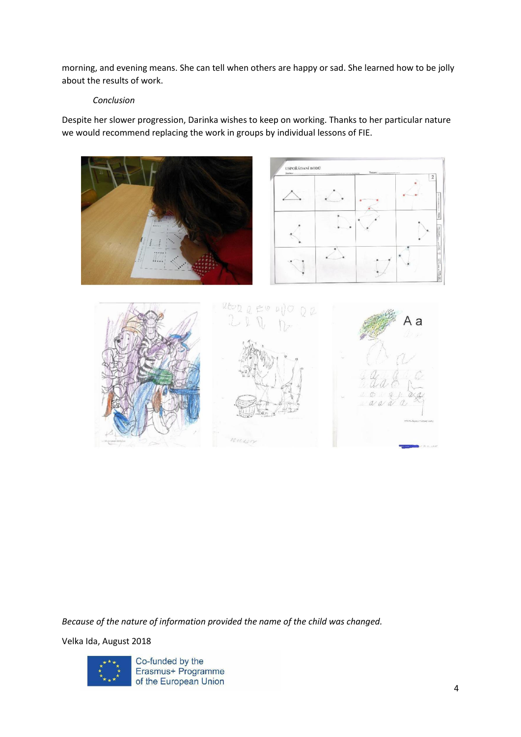morning, and evening means. She can tell when others are happy or sad. She learned how to be jolly about the results of work.

*Conclusion*

Despite her slower progression, Darinka wishes to keep on working. Thanks to her particular nature we would recommend replacing the work in groups by individual lessons of FIE.

*Because of the nature of information provided the name of the child was changed.*

Velka Ida, August 2018

Co-funded by the Erasmus+ Programme of the European Union